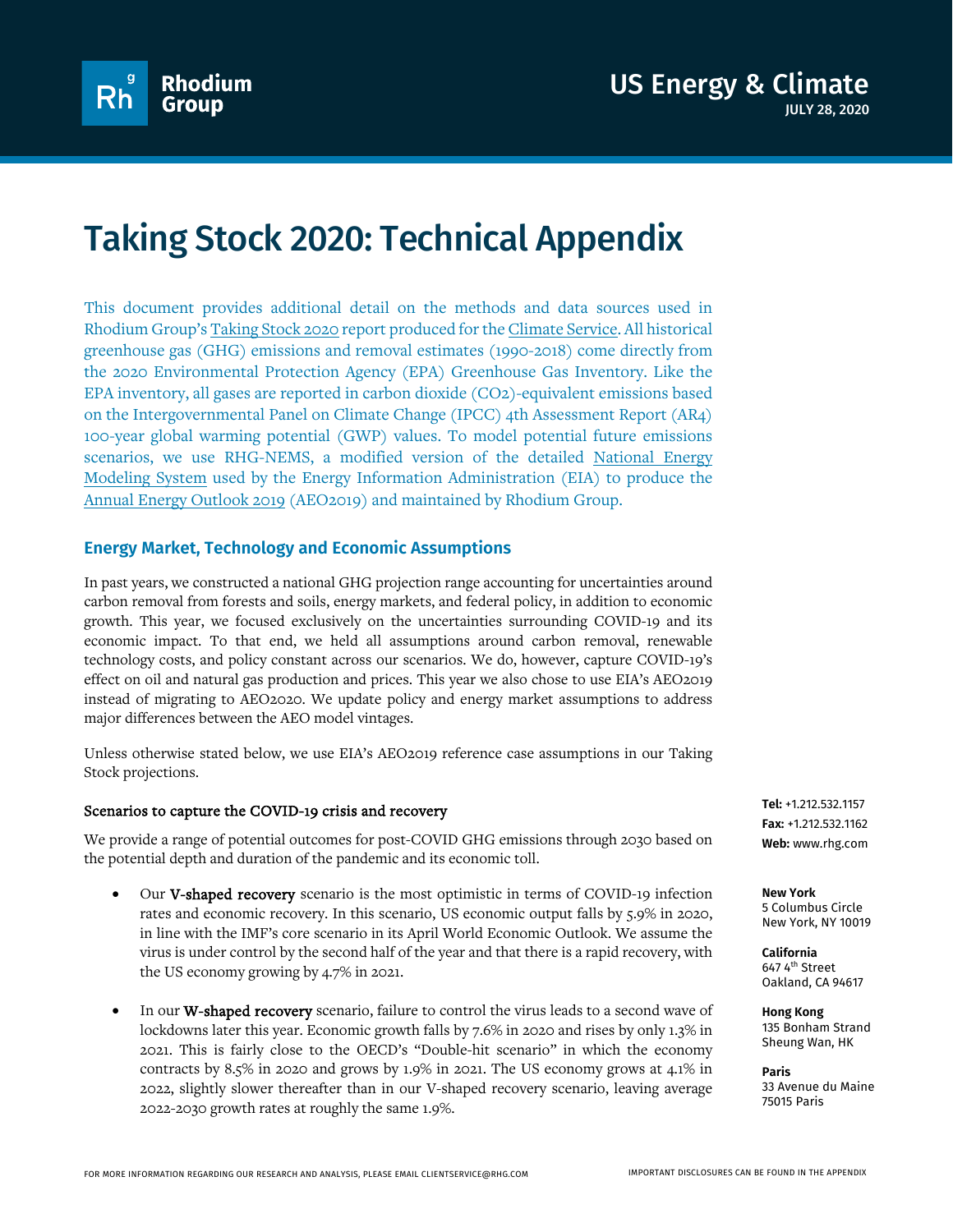# Taking Stock 2020: Technical Appendix

This document provides additional detail on the methods and data sources used in Rhodium Group's Taking Stock 2020 report produced for the Climate Service. All historical greenhouse gas (GHG) emissions and removal estimates (1990-2018) come directly from the 2020 Environmental Protection Agency (EPA) Greenhouse Gas Inventory. Like the EPA inventory, all gases are reported in carbon dioxide ($CO_2$)-equivalent emissions based on the Intergovernmental Panel on Climate Change (IPCC) 4th Assessment Report (AR4) 100-year global warming potential (GWP) values. To model potential future emissions scenarios, we use RHG-NEMS, a modified version of the detailed National Energy Modeling System used by the Energy Information Administration (EIA) to produce the Annual Energy Outlook 2019 (AEO2019) and maintained by Rhodium Group.

## Energy Market, Technology and Economic Assumptions

In past years, we constructed a national GHG projection range accounting for uncertainties around carbon removal from forests and soils, energy markets, and federal policy, in addition to economic growth. This year, we focused exclusively on the uncertainties surrounding COVID-19 and its economic impact. To that end, we held all assumptions around carbon removal, renewable technology costs, and policy constant across our scenarios. We do, however, capture COVID-19's effect on oil and natural gas production and prices. This year we also chose to use EIA's AEO2019 instead of migrating to AEO2020. We update policy and energy market assumptions to address major differences between the AEO model vintages.

Unless otherwise stated below, we use EIA's AEO2019 reference case assumptions in our Taking Stock projections.

### Scenarios to capture the COVID-19 crisis and recovery

We provide a range of potential outcomes for post-COVID GHG emissions through 2030 based on the potential depth and duration of the pandemic and its economic toll.

- Our **V-shaped recovery** scenario is the most optimistic in terms of COVID-19 infection rates and economic recovery. In this scenario, US economic output falls by 5.9% in 2020, in line with the IMF's core scenario in its April World Economic Outlook. We assume the virus is under control by the second half of the year and that there is a rapid recovery, with the US economy growing by 4.7% in 2021.

- In our **W-shaped recovery** scenario, failure to control the virus leads to a second wave of lockdowns later this year. Economic growth falls by 7.6% in 2020 and rises by only 1.3% in 2021. This is fairly close to the OECD's "Double-hit scenario" in which the economy contracts by 8.5% in 2020 and grows by 1.9% in 2021. The US economy grows at 4.1% in 2022, slightly slower thereafter than in our V-shaped recovery scenario, leaving average 2022-2030 growth rates at roughly the same 1.9%.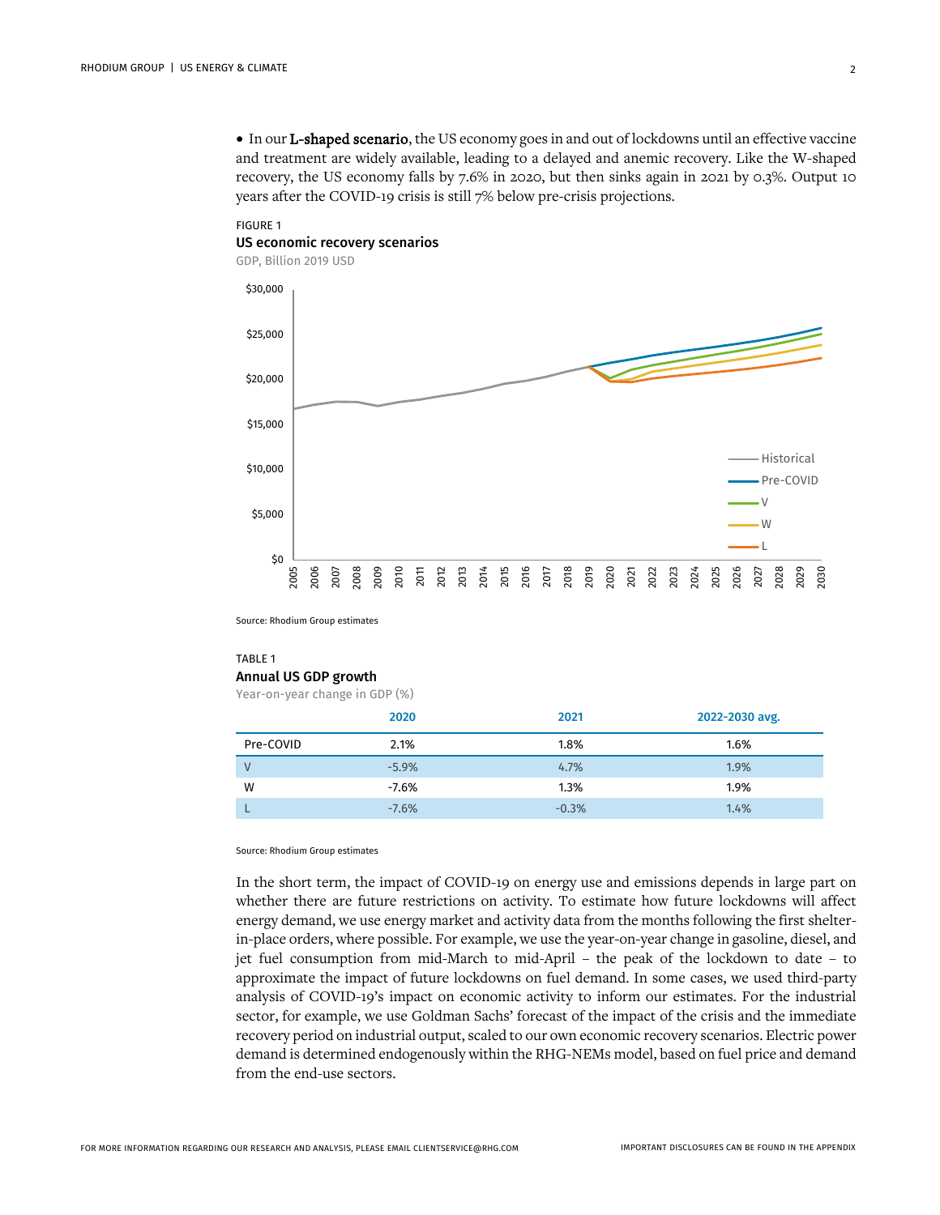- In our **L-shaped scenario**, the US economy goes in and out of lockdowns until an effective vaccine and treatment are widely available, leading to a delayed and anemic recovery. Like the W-shaped recovery, the US economy falls by 7.6% in 2020, but then sinks again in 2021 by 0.3%. Output 10 years after the COVID-19 crisis is still 7% below pre-crisis projections.

FIGURE 1
**US economic recovery scenarios**
GDP, Billion 2019 USD

Source: Rhodium Group estimates

TABLE 1
**Annual US GDP growth**
Year-on-year change in GDP (%)

| | 2020 | 2021 | 2022-2030 avg. |
|---|---|---|---|
| Pre-COVID | 2.1% | 1.8% | 1.6% |
| V | -5.9% | 4.7% | 1.9% |
| W | -7.6% | 1.3% | 1.9% |
| L | -7.6% | -0.3% | 1.4% |

Source: Rhodium Group estimates

In the short term, the impact of COVID-19 on energy use and emissions depends in large part on whether there are future restrictions on activity. To estimate how future lockdowns will affect energy demand, we use energy market and activity data from the months following the first shelter-in-place orders, where possible. For example, we use the year-on-year change in gasoline, diesel, and jet fuel consumption from mid-March to mid-April – the peak of the lockdown to date – to approximate the impact of future lockdowns on fuel demand. In some cases, we used third-party analysis of COVID-19's impact on economic activity to inform our estimates. For the industrial sector, for example, we use Goldman Sachs' forecast of the impact of the crisis and the immediate recovery period on industrial output, scaled to our own economic recovery scenarios. Electric power demand is determined endogenously within the RHG-NEMs model, based on fuel price and demand from the end-use sectors.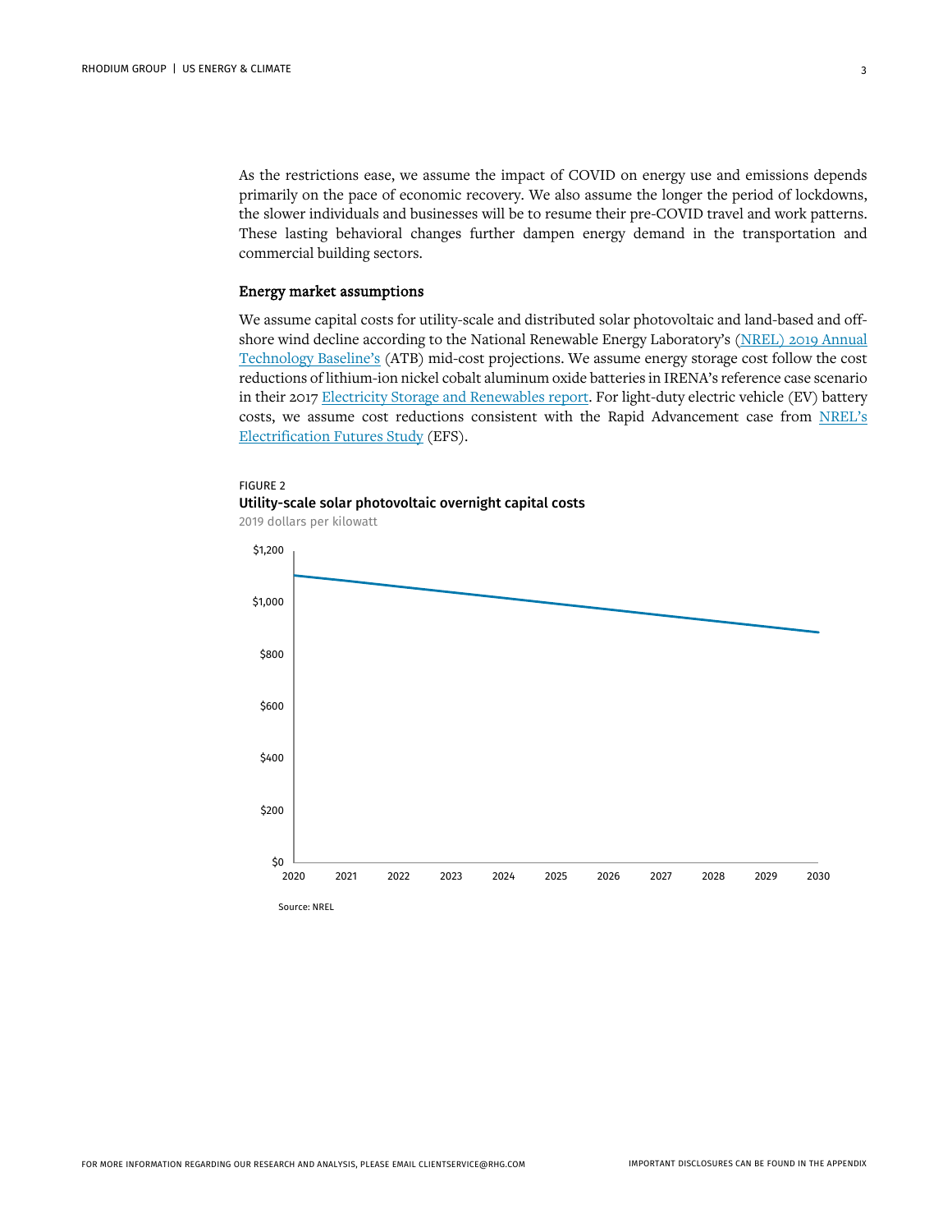As the restrictions ease, we assume the impact of COVID on energy use and emissions depends primarily on the pace of economic recovery. We also assume the longer the period of lockdowns, the slower individuals and businesses will be to resume their pre-COVID travel and work patterns. These lasting behavioral changes further dampen energy demand in the transportation and commercial building sectors.

### Energy market assumptions

We assume capital costs for utility-scale and distributed solar photovoltaic and land-based and off-shore wind decline according to the National Renewable Energy Laboratory's (NREL) 2019 Annual Technology Baseline's (ATB) mid-cost projections. We assume energy storage cost follow the cost reductions of lithium-ion nickel cobalt aluminum oxide batteries in IRENA's reference case scenario in their 2017 Electricity Storage and Renewables report. For light-duty electric vehicle (EV) battery costs, we assume cost reductions consistent with the Rapid Advancement case from NREL's Electrification Futures Study (EFS).

FIGURE 2

**Utility-scale solar photovoltaic overnight capital costs**

2019 dollars per kilowatt

Source: NREL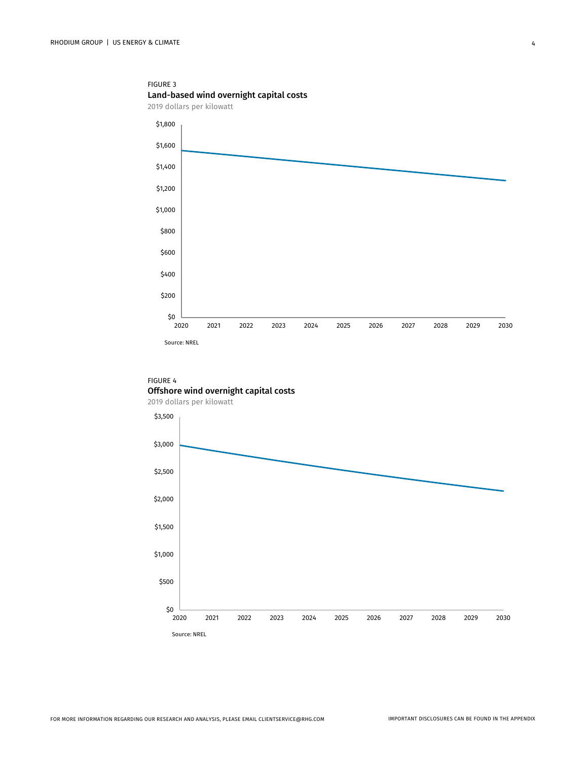FIGURE 3

**Land-based wind overnight capital costs**

2019 dollars per kilowatt

Source: NREL

FIGURE 4

**Offshore wind overnight capital costs**

2019 dollars per kilowatt

Source: NREL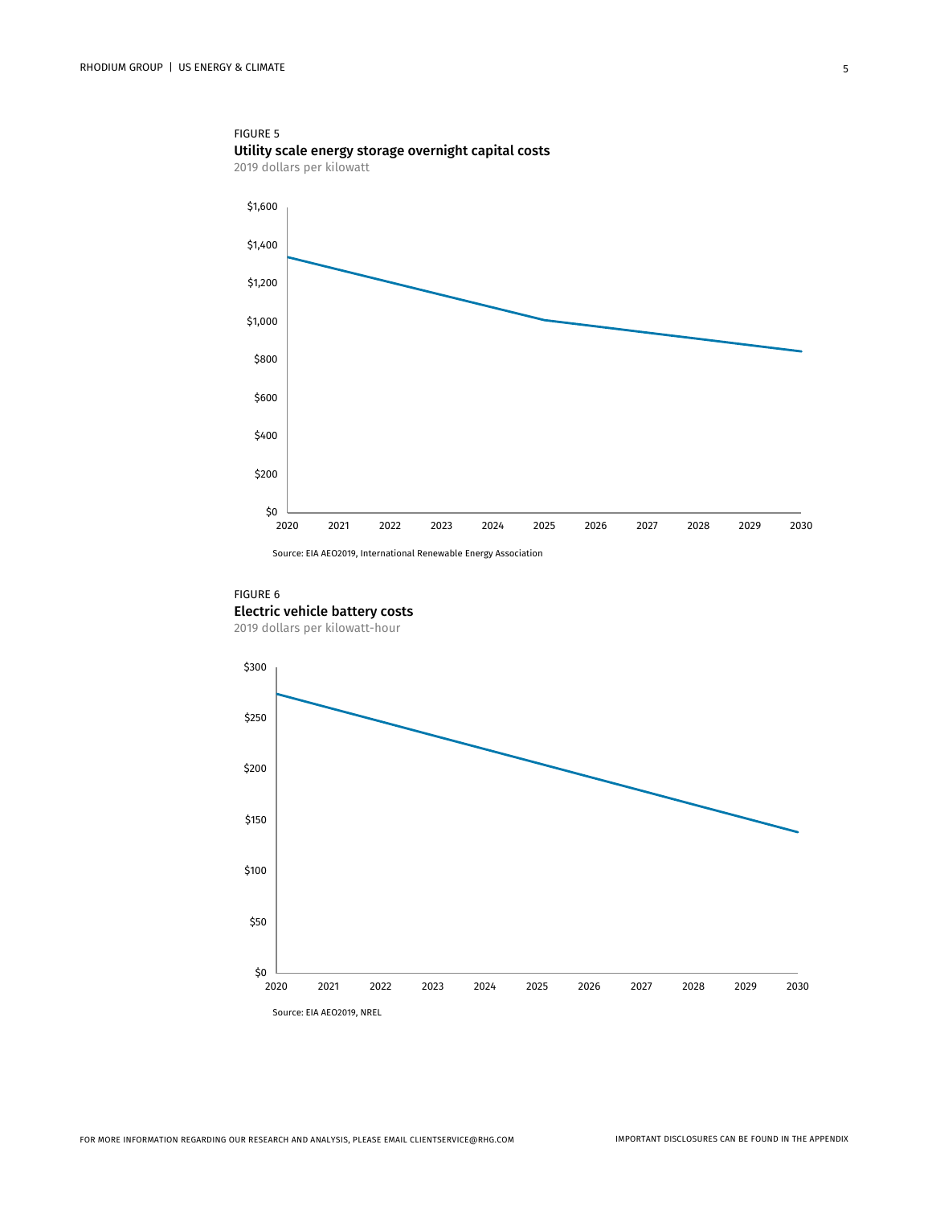FIGURE 5

**Utility scale energy storage overnight capital costs**

2019 dollars per kilowatt

Source: EIA AEO2019, International Renewable Energy Association

FIGURE 6

**Electric vehicle battery costs**

2019 dollars per kilowatt-hour

Source: EIA AEO2019, NREL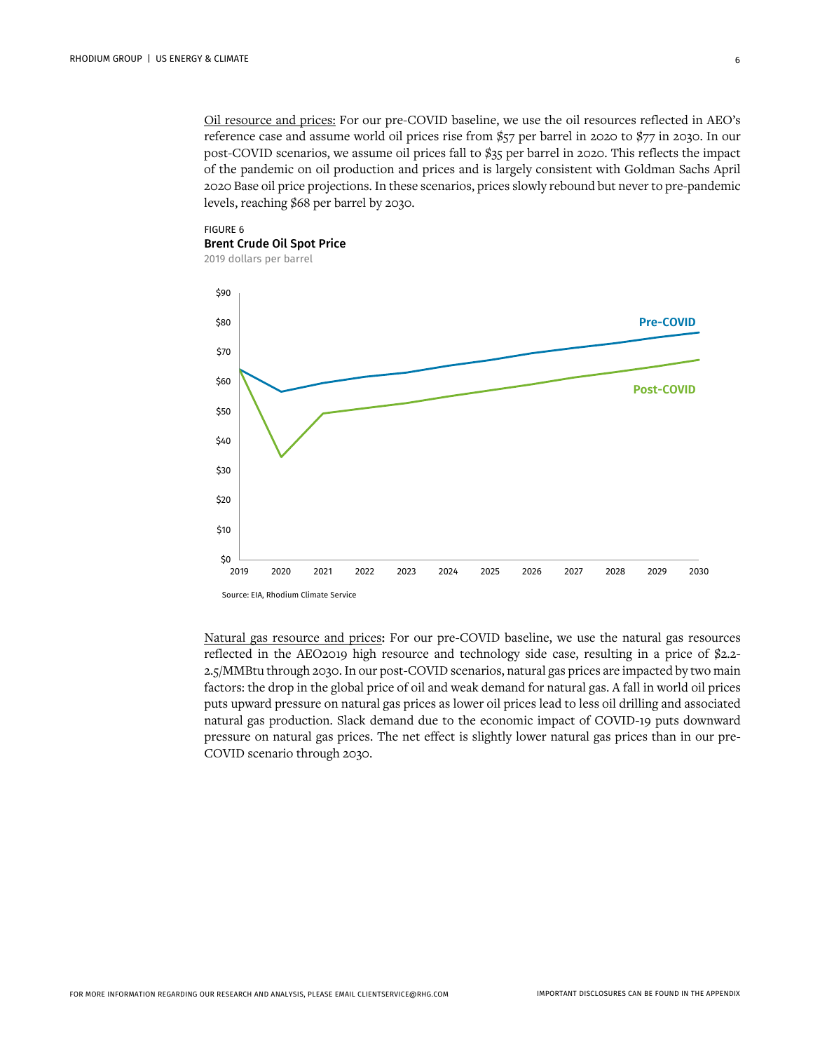Oil resource and prices: For our pre-COVID baseline, we use the oil resources reflected in AEO's reference case and assume world oil prices rise from $57 per barrel in 2020 to $77 in 2030. In our post-COVID scenarios, we assume oil prices fall to $35 per barrel in 2020. This reflects the impact of the pandemic on oil production and prices and is largely consistent with Goldman Sachs April 2020 Base oil price projections. In these scenarios, prices slowly rebound but never to pre-pandemic levels, reaching $68 per barrel by 2030.

FIGURE 6

**Brent Crude Oil Spot Price**

2019 dollars per barrel

Source: EIA, Rhodium Climate Service

Natural gas resource and prices: For our pre-COVID baseline, we use the natural gas resources reflected in the AEO2019 high resource and technology side case, resulting in a price of $2.2-2.5/MMBtu through 2030. In our post-COVID scenarios, natural gas prices are impacted by two main factors: the drop in the global price of oil and weak demand for natural gas. A fall in world oil prices puts upward pressure on natural gas prices as lower oil prices lead to less oil drilling and associated natural gas production. Slack demand due to the economic impact of COVID-19 puts downward pressure on natural gas prices. The net effect is slightly lower natural gas prices than in our pre-COVID scenario through 2030.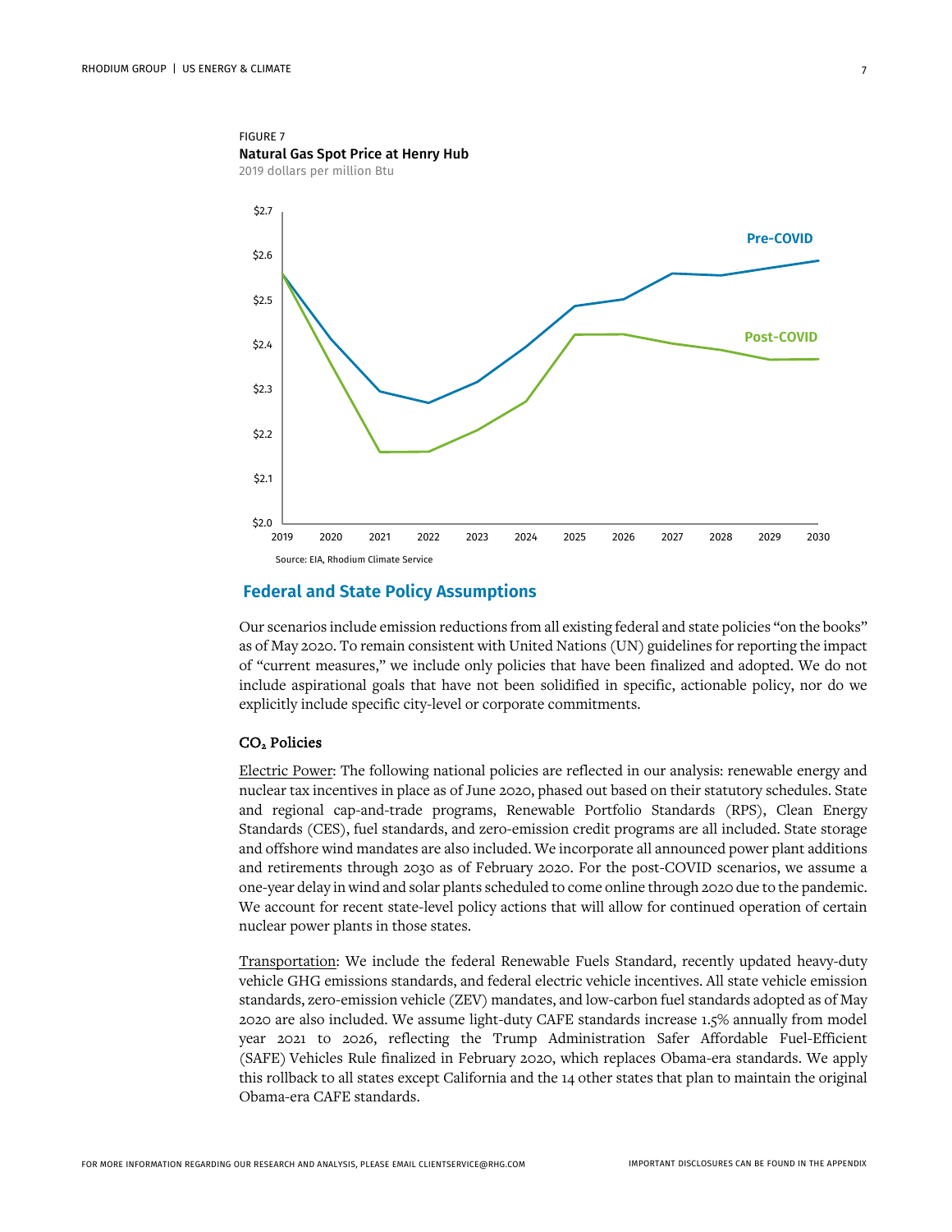FIGURE 7

**Natural Gas Spot Price at Henry Hub**

2019 dollars per million Btu

Source: EIA, Rhodium Climate Service

## Federal and State Policy Assumptions

Our scenarios include emission reductions from all existing federal and state policies "on the books" as of May 2020. To remain consistent with United Nations (UN) guidelines for reporting the impact of "current measures," we include only policies that have been finalized and adopted. We do not include aspirational goals that have not been solidified in specific, actionable policy, nor do we explicitly include specific city-level or corporate commitments.

### $CO_2$ Policies

Electric Power: The following national policies are reflected in our analysis: renewable energy and nuclear tax incentives in place as of June 2020, phased out based on their statutory schedules. State and regional cap-and-trade programs, Renewable Portfolio Standards (RPS), Clean Energy Standards (CES), fuel standards, and zero-emission credit programs are all included. State storage and offshore wind mandates are also included. We incorporate all announced power plant additions and retirements through 2030 as of February 2020. For the post-COVID scenarios, we assume a one-year delay in wind and solar plants scheduled to come online through 2020 due to the pandemic. We account for recent state-level policy actions that will allow for continued operation of certain nuclear power plants in those states.

Transportation: We include the federal Renewable Fuels Standard, recently updated heavy-duty vehicle GHG emissions standards, and federal electric vehicle incentives. All state vehicle emission standards, zero-emission vehicle (ZEV) mandates, and low-carbon fuel standards adopted as of May 2020 are also included. We assume light-duty CAFE standards increase 1.5% annually from model year 2021 to 2026, reflecting the Trump Administration Safer Affordable Fuel-Efficient (SAFE) Vehicles Rule finalized in February 2020, which replaces Obama-era standards. We apply this rollback to all states except California and the 14 other states that plan to maintain the original Obama-era CAFE standards.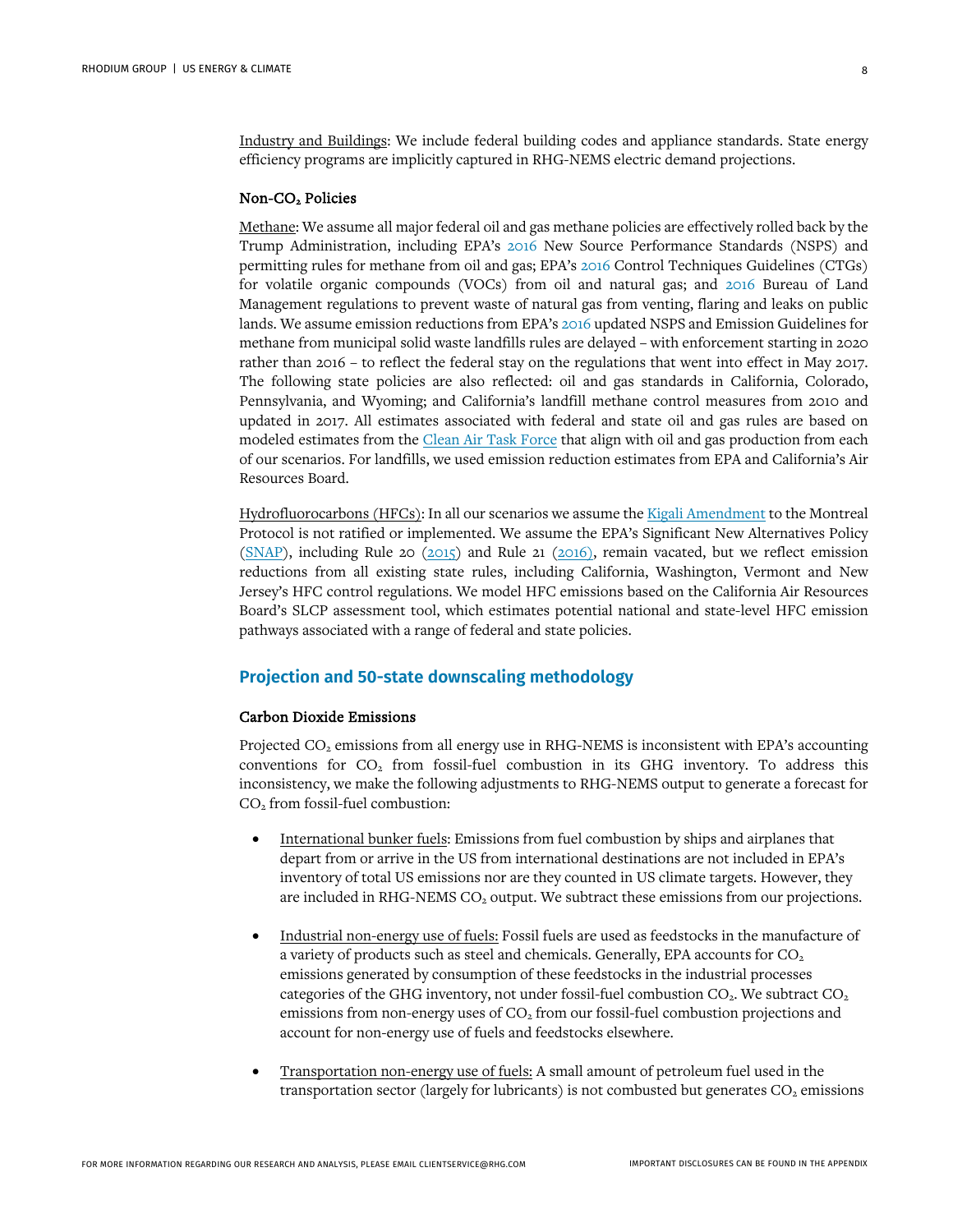Industry and Buildings: We include federal building codes and appliance standards. State energy efficiency programs are implicitly captured in RHG-NEMS electric demand projections.

### Non-$CO_2$ Policies

Methane: We assume all major federal oil and gas methane policies are effectively rolled back by the Trump Administration, including EPA's 2016 New Source Performance Standards (NSPS) and permitting rules for methane from oil and gas; EPA's 2016 Control Techniques Guidelines (CTGs) for volatile organic compounds (VOCs) from oil and natural gas; and 2016 Bureau of Land Management regulations to prevent waste of natural gas from venting, flaring and leaks on public lands. We assume emission reductions from EPA's 2016 updated NSPS and Emission Guidelines for methane from municipal solid waste landfills rules are delayed – with enforcement starting in 2020 rather than 2016 – to reflect the federal stay on the regulations that went into effect in May 2017. The following state policies are also reflected: oil and gas standards in California, Colorado, Pennsylvania, and Wyoming; and California's landfill methane control measures from 2010 and updated in 2017. All estimates associated with federal and state oil and gas rules are based on modeled estimates from the Clean Air Task Force that align with oil and gas production from each of our scenarios. For landfills, we used emission reduction estimates from EPA and California's Air Resources Board.

Hydrofluorocarbons (HFCs): In all our scenarios we assume the Kigali Amendment to the Montreal Protocol is not ratified or implemented. We assume the EPA's Significant New Alternatives Policy (SNAP), including Rule 20 (2015) and Rule 21 (2016), remain vacated, but we reflect emission reductions from all existing state rules, including California, Washington, Vermont and New Jersey's HFC control regulations. We model HFC emissions based on the California Air Resources Board's SLCP assessment tool, which estimates potential national and state-level HFC emission pathways associated with a range of federal and state policies.

## Projection and 50-state downscaling methodology

### Carbon Dioxide Emissions

Projected $CO_2$ emissions from all energy use in RHG-NEMS is inconsistent with EPA's accounting conventions for $CO_2$ from fossil-fuel combustion in its GHG inventory. To address this inconsistency, we make the following adjustments to RHG-NEMS output to generate a forecast for $CO_2$ from fossil-fuel combustion:

- International bunker fuels: Emissions from fuel combustion by ships and airplanes that depart from or arrive in the US from international destinations are not included in EPA's inventory of total US emissions nor are they counted in US climate targets. However, they are included in RHG-NEMS $CO_2$ output. We subtract these emissions from our projections.

- Industrial non-energy use of fuels: Fossil fuels are used as feedstocks in the manufacture of a variety of products such as steel and chemicals. Generally, EPA accounts for $CO_2$ emissions generated by consumption of these feedstocks in the industrial processes categories of the GHG inventory, not under fossil-fuel combustion $CO_2$. We subtract $CO_2$ emissions from non-energy uses of $CO_2$ from our fossil-fuel combustion projections and account for non-energy use of fuels and feedstocks elsewhere.

- Transportation non-energy use of fuels: A small amount of petroleum fuel used in the transportation sector (largely for lubricants) is not combusted but generates $CO_2$ emissions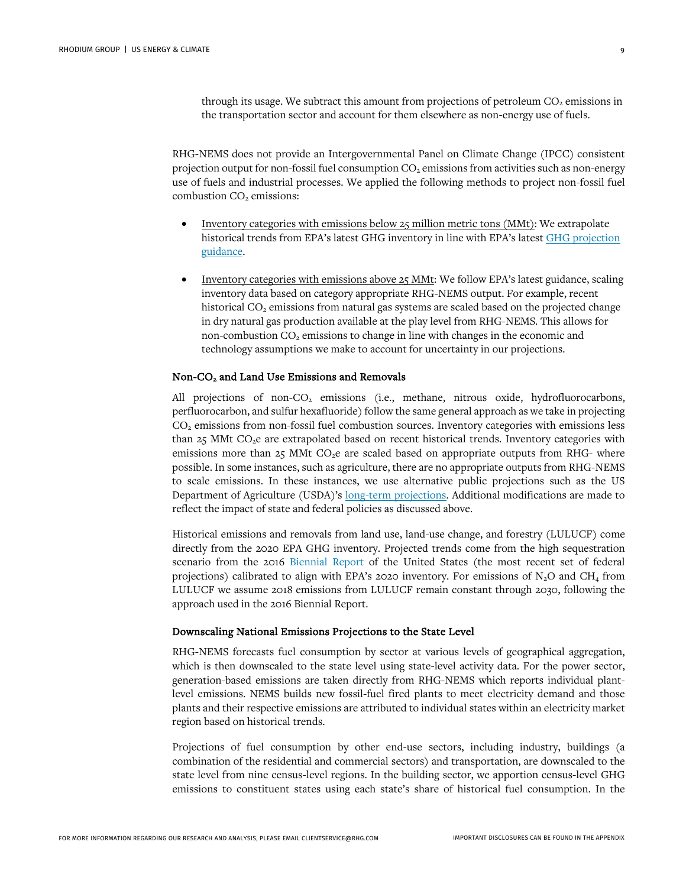through its usage. We subtract this amount from projections of petroleum $CO_2$ emissions in the transportation sector and account for them elsewhere as non-energy use of fuels.

RHG-NEMS does not provide an Intergovernmental Panel on Climate Change (IPCC) consistent projection output for non-fossil fuel consumption $CO_2$ emissions from activities such as non-energy use of fuels and industrial processes. We applied the following methods to project non-fossil fuel combustion $CO_2$ emissions:

- Inventory categories with emissions below 25 million metric tons (MMt): We extrapolate historical trends from EPA's latest GHG inventory in line with EPA's latest GHG projection guidance.
- Inventory categories with emissions above 25 MMt: We follow EPA's latest guidance, scaling inventory data based on category appropriate RHG-NEMS output. For example, recent historical $CO_2$ emissions from natural gas systems are scaled based on the projected change in dry natural gas production available at the play level from RHG-NEMS. This allows for non-combustion $CO_2$ emissions to change in line with changes in the economic and technology assumptions we make to account for uncertainty in our projections.

### Non-$CO_2$ and Land Use Emissions and Removals

All projections of non-$CO_2$ emissions (i.e., methane, nitrous oxide, hydrofluorocarbons, perfluorocarbon, and sulfur hexafluoride) follow the same general approach as we take in projecting $CO_2$ emissions from non-fossil fuel combustion sources. Inventory categories with emissions less than 25 MMt $CO_2e$ are extrapolated based on recent historical trends. Inventory categories with emissions more than 25 MMt $CO_2e$ are scaled based on appropriate outputs from RHG- where possible. In some instances, such as agriculture, there are no appropriate outputs from RHG-NEMS to scale emissions. In these instances, we use alternative public projections such as the US Department of Agriculture (USDA)'s long-term projections. Additional modifications are made to reflect the impact of state and federal policies as discussed above.

Historical emissions and removals from land use, land-use change, and forestry (LULUCF) come directly from the 2020 EPA GHG inventory. Projected trends come from the high sequestration scenario from the 2016 Biennial Report of the United States (the most recent set of federal projections) calibrated to align with EPA's 2020 inventory. For emissions of $N_2O$ and $CH_4$ from LULUCF we assume 2018 emissions from LULUCF remain constant through 2030, following the approach used in the 2016 Biennial Report.

### Downscaling National Emissions Projections to the State Level

RHG-NEMS forecasts fuel consumption by sector at various levels of geographical aggregation, which is then downscaled to the state level using state-level activity data. For the power sector, generation-based emissions are taken directly from RHG-NEMS which reports individual plant-level emissions. NEMS builds new fossil-fuel fired plants to meet electricity demand and those plants and their respective emissions are attributed to individual states within an electricity market region based on historical trends.

Projections of fuel consumption by other end-use sectors, including industry, buildings (a combination of the residential and commercial sectors) and transportation, are downscaled to the state level from nine census-level regions. In the building sector, we apportion census-level GHG emissions to constituent states using each state's share of historical fuel consumption. In the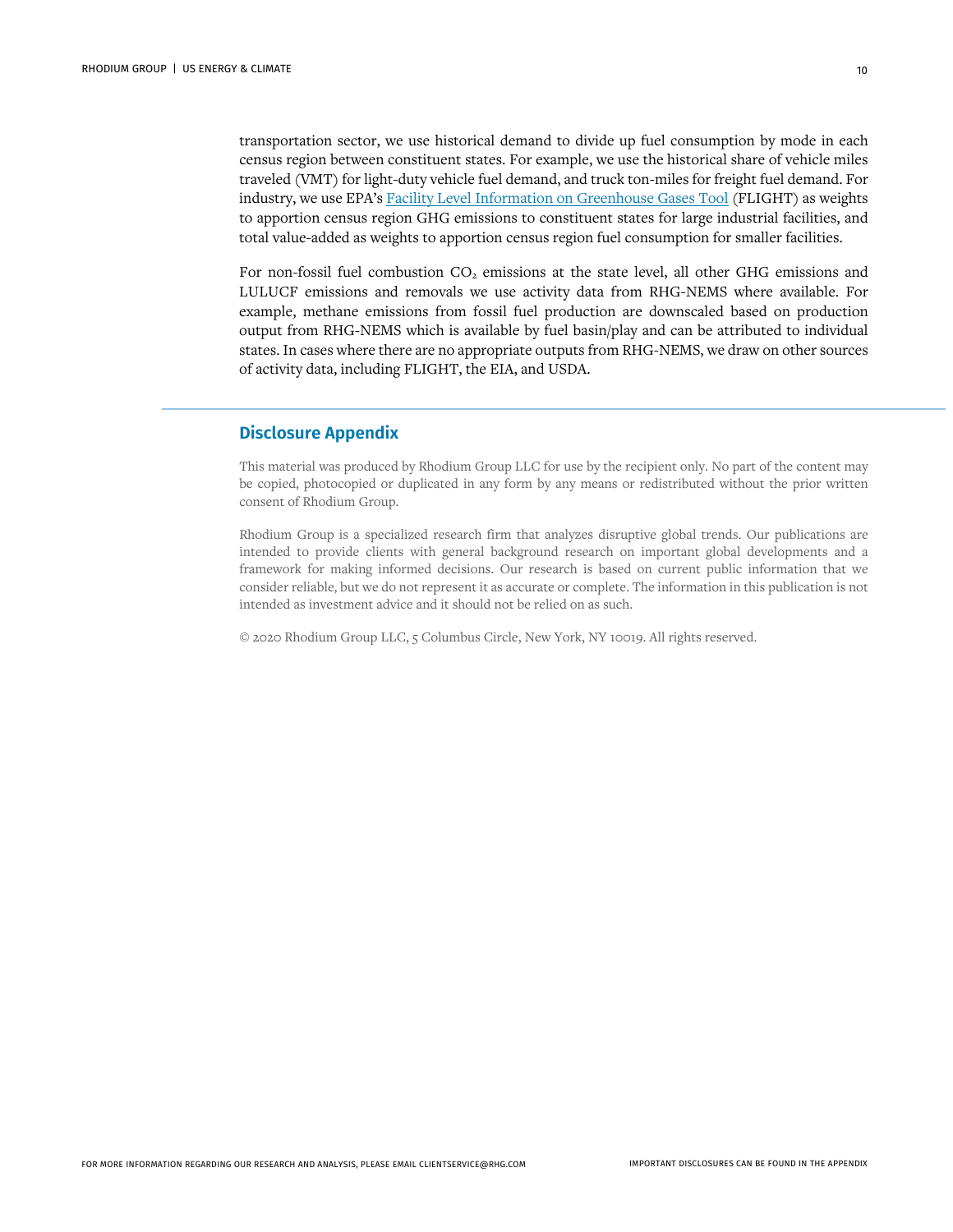transportation sector, we use historical demand to divide up fuel consumption by mode in each census region between constituent states. For example, we use the historical share of vehicle miles traveled (VMT) for light-duty vehicle fuel demand, and truck ton-miles for freight fuel demand. For industry, we use EPA's Facility Level Information on Greenhouse Gases Tool (FLIGHT) as weights to apportion census region GHG emissions to constituent states for large industrial facilities, and total value-added as weights to apportion census region fuel consumption for smaller facilities.

For non-fossil fuel combustion $CO_2$ emissions at the state level, all other GHG emissions and LULUCF emissions and removals we use activity data from RHG-NEMS where available. For example, methane emissions from fossil fuel production are downscaled based on production output from RHG-NEMS which is available by fuel basin/play and can be attributed to individual states. In cases where there are no appropriate outputs from RHG-NEMS, we draw on other sources of activity data, including FLIGHT, the EIA, and USDA.

## Disclosure Appendix

This material was produced by Rhodium Group LLC for use by the recipient only. No part of the content may be copied, photocopied or duplicated in any form by any means or redistributed without the prior written consent of Rhodium Group.

Rhodium Group is a specialized research firm that analyzes disruptive global trends. Our publications are intended to provide clients with general background research on important global developments and a framework for making informed decisions. Our research is based on current public information that we consider reliable, but we do not represent it as accurate or complete. The information in this publication is not intended as investment advice and it should not be relied on as such.

© 2020 Rhodium Group LLC, 5 Columbus Circle, New York, NY 10019. All rights reserved.